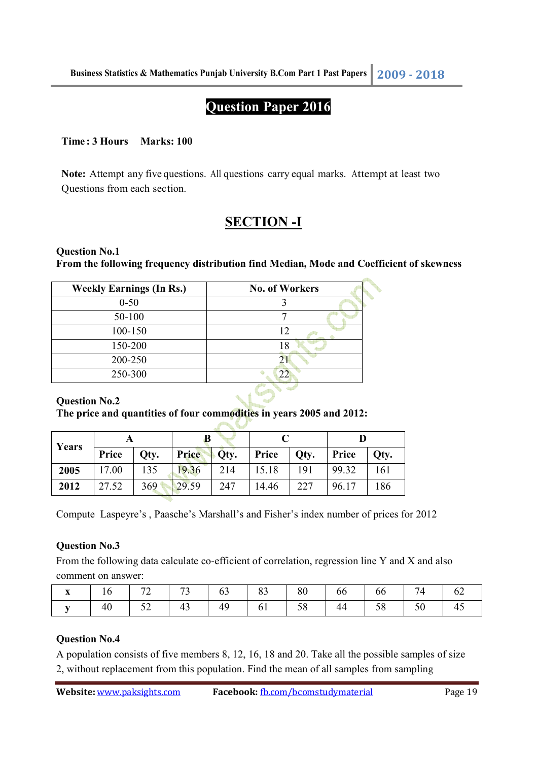# Question Paper 2016

**Time : 3 Hours  Marks: 100**

**Note:** Attempt any five questions. All questions carry equal marks. Attempt at least two Questions from each section.

## SECTION -I

**Question No.1**
**From the following frequency distribution find Median, Mode and Coefficient of skewness**

| Weekly Earnings (In Rs.) | No. of Workers |
|---|---|
| 0-50 | 3 |
| 50-100 | 7 |
| 100-150 | 12 |
| 150-200 | 18 |
| 200-250 | 21 |
| 250-300 | 22 |

**Question No.2**
**The price and quantities of four commodities in years 2005 and 2012:**

| Years | A | | B | | C | | D | |
|---|---|---|---|---|---|---|---|---|
| | Price | Qty. | Price | Qty. | Price | Qty. | Price | Qty. |
| **2005** | 17.00 | 135 | 19.36 | 214 | 15.18 | 191 | 99.32 | 161 |
| **2012** | 27.52 | 369 | 29.59 | 247 | 14.46 | 227 | 96.17 | 186 |

Compute Laspeyre's , Paasche's Marshall's and Fisher's index number of prices for 2012

**Question No.3**
From the following data calculate co-efficient of correlation, regression line Y and X and also comment on answer:

| x | 16 | 72 | 73 | 63 | 83 | 80 | 66 | 66 | 74 | 62 |
|---|---|---|---|---|---|---|---|---|---|---|
| y | 40 | 52 | 43 | 49 | 61 | 58 | 44 | 58 | 50 | 45 |

**Question No.4**
A population consists of five members 8, 12, 16, 18 and 20. Take all the possible samples of size 2, without replacement from this population. Find the mean of all samples from sampling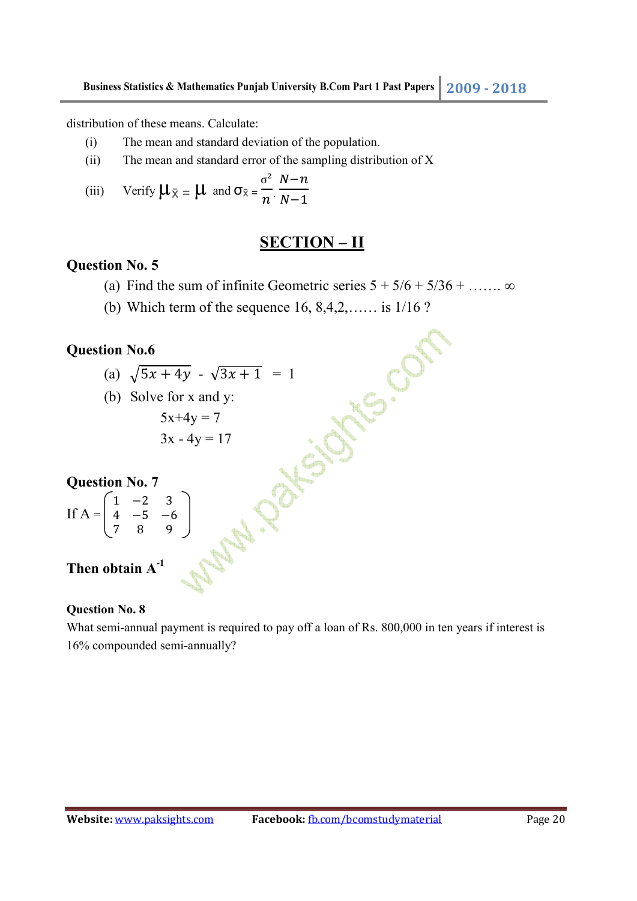distribution of these means. Calculate:

(i) The mean and standard deviation of the population.

(ii) The mean and standard error of the sampling distribution of X

(iii) Verify $\mu_{\bar{x}} = \mu$ and $\sigma_{\bar{x}} = \frac{\sigma^2}{n} \cdot \frac{N-n}{N-1}$

## SECTION – II

### Question No. 5

(a) Find the sum of infinite Geometric series 5 + 5/6 + 5/36 + ……. ∞

(b) Which term of the sequence 16, 8,4,2,…… is 1/16 ?

### Question No.6

(a) $\sqrt{5x+4y} - \sqrt{3x+1} = 1$

(b) Solve for x and y:

$$5x+4y = 7$$
$$3x - 4y = 17$$

### Question No. 7

If A = $\begin{pmatrix} 1 & -2 & 3 \\ 4 & -5 & -6 \\ 7 & 8 & 9 \end{pmatrix}$

**Then obtain $A^{-1}$**

### Question No. 8

What semi-annual payment is required to pay off a loan of Rs. 800,000 in ten years if interest is 16% compounded semi-annually?